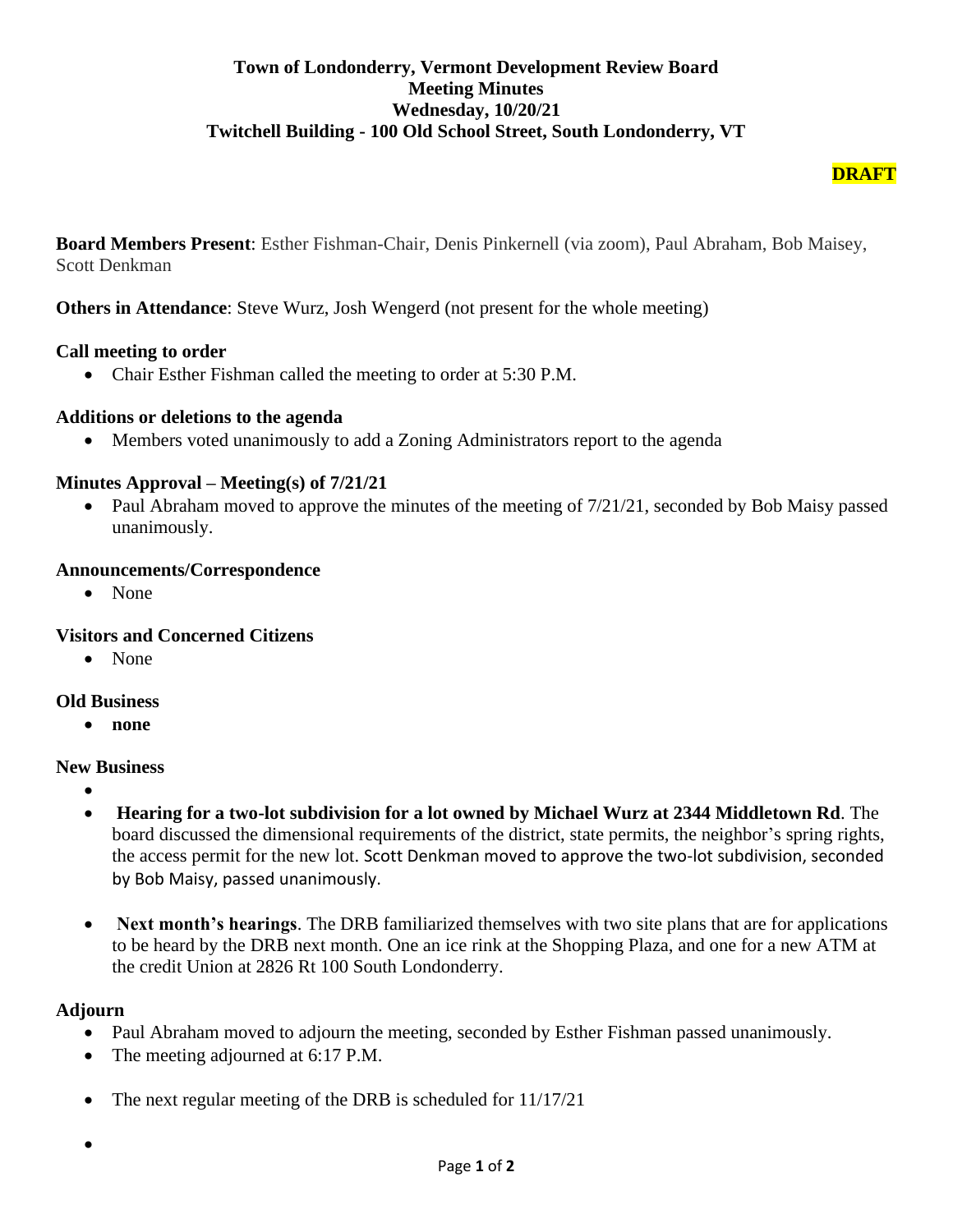# Town of Londonderry, Vermont Development Review Board
## Meeting Minutes
## Wednesday, 10/20/21
## Twitchell Building - 100 Old School Street, South Londonderry, VT

**DRAFT**

**Board Members Present**: Esther Fishman-Chair, Denis Pinkernell (via zoom), Paul Abraham, Bob Maisey, Scott Denkman

**Others in Attendance**: Steve Wurz, Josh Wengerd (not present for the whole meeting)

**Call meeting to order**

- Chair Esther Fishman called the meeting to order at 5:30 P.M.

**Additions or deletions to the agenda**

- Members voted unanimously to add a Zoning Administrators report to the agenda

**Minutes Approval – Meeting(s) of 7/21/21**

- Paul Abraham moved to approve the minutes of the meeting of 7/21/21, seconded by Bob Maisy passed unanimously.

**Announcements/Correspondence**

- None

**Visitors and Concerned Citizens**

- None

**Old Business**

- **none**

**New Business**

- **Hearing for a two-lot subdivision for a lot owned by Michael Wurz at 2344 Middletown Rd**. The board discussed the dimensional requirements of the district, state permits, the neighbor's spring rights, the access permit for the new lot. Scott Denkman moved to approve the two-lot subdivision, seconded by Bob Maisy, passed unanimously.

- **Next month's hearings**. The DRB familiarized themselves with two site plans that are for applications to be heard by the DRB next month. One an ice rink at the Shopping Plaza, and one for a new ATM at the credit Union at 2826 Rt 100 South Londonderry.

**Adjourn**

- Paul Abraham moved to adjourn the meeting, seconded by Esther Fishman passed unanimously.
- The meeting adjourned at 6:17 P.M.

- The next regular meeting of the DRB is scheduled for 11/17/21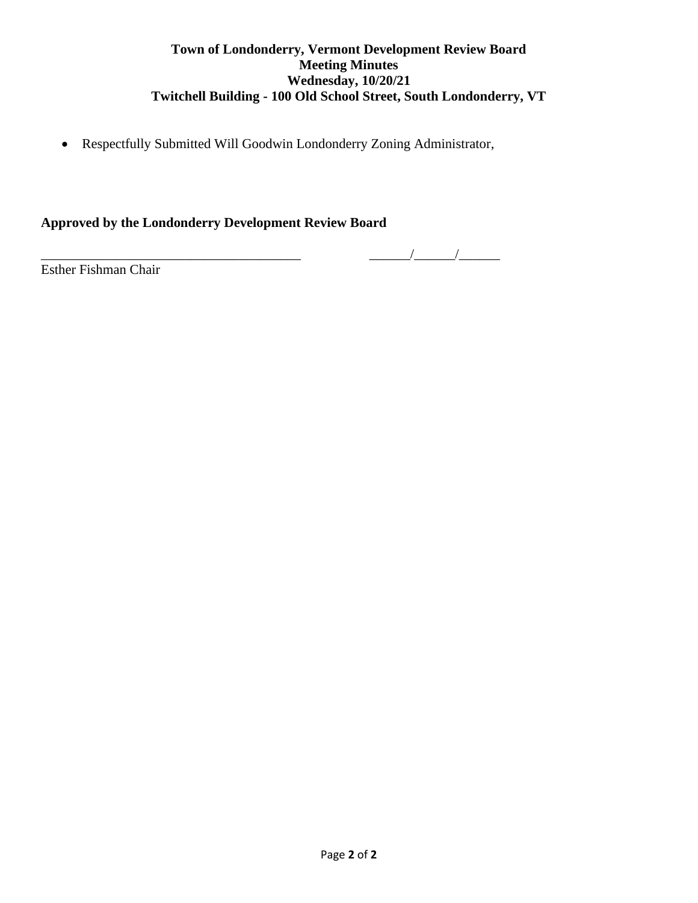**Town of Londonderry, Vermont Development Review Board**
**Meeting Minutes**
**Wednesday, 10/20/21**
**Twitchell Building - 100 Old School Street, South Londonderry, VT**

- Respectfully Submitted Will Goodwin Londonderry Zoning Administrator,

**Approved by the Londonderry Development Review Board**

_______________________________________ ______/______/______

Esther Fishman Chair